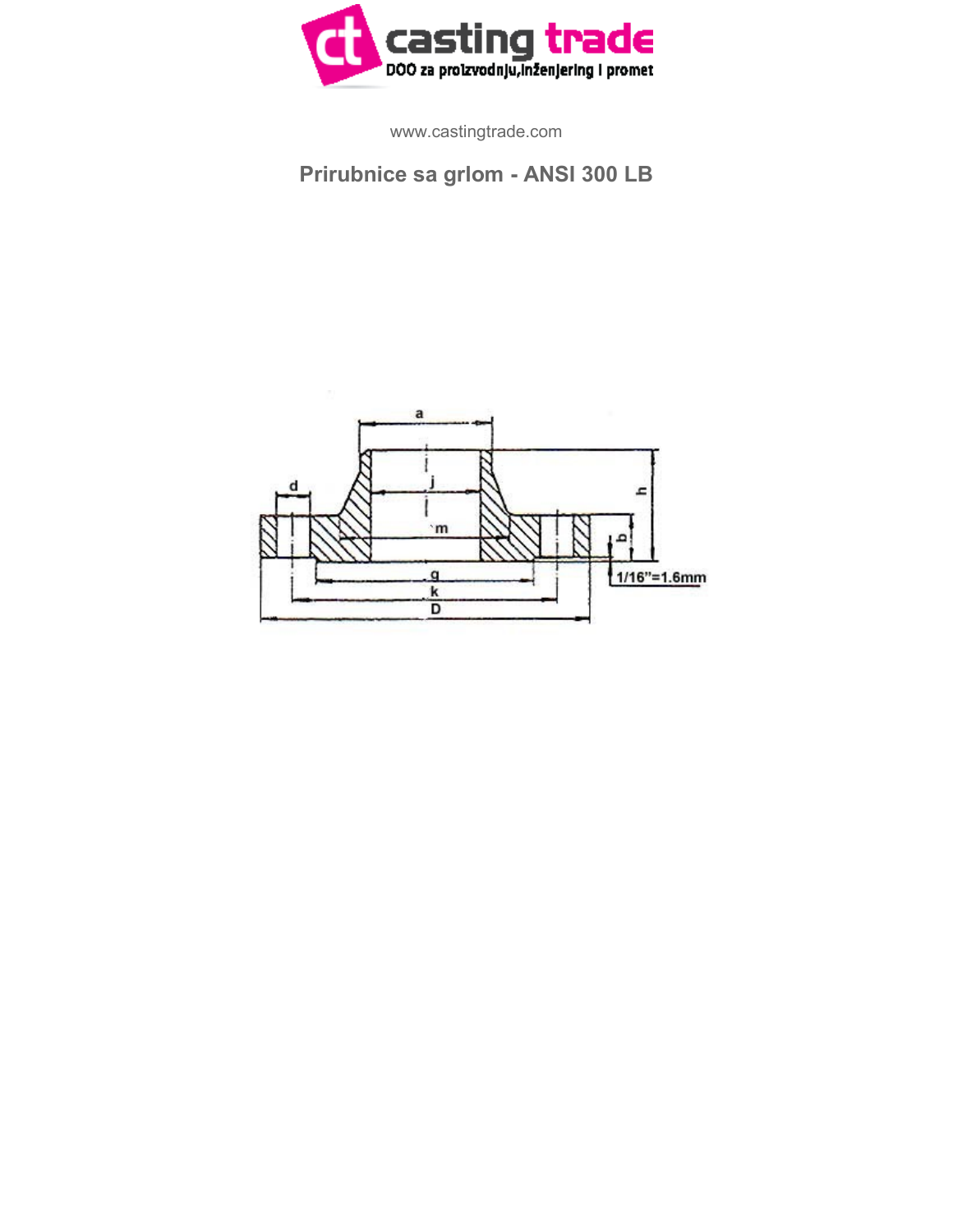www.castingtrade.com

## Prirubnice sa grlom - ANSI 300 LB

a

j

h

d

m

b

1/16"=1.6mm

g

k

D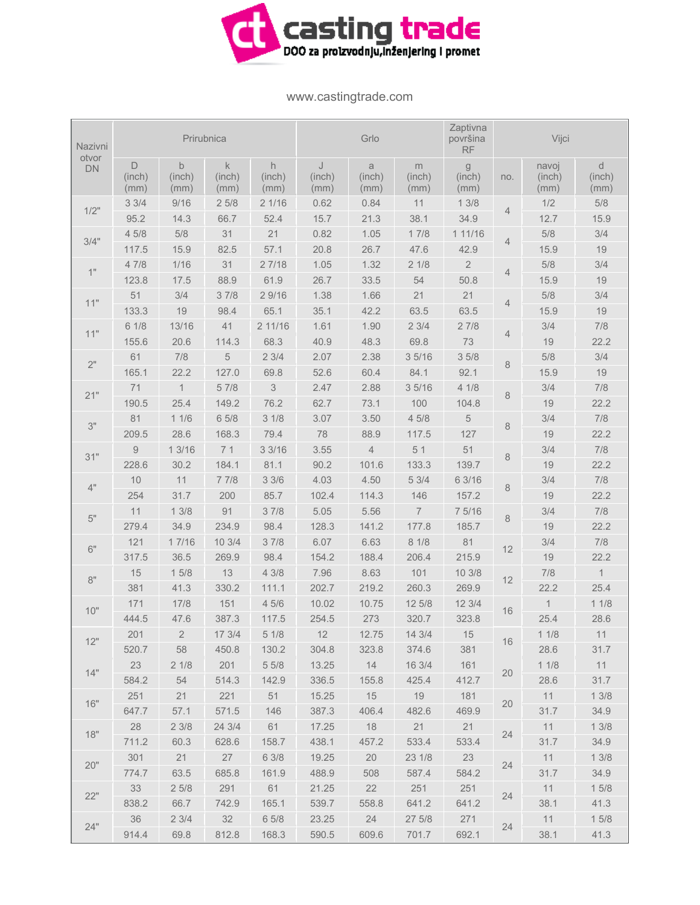**casting trade**

DOO za proizvodnju,inženjering i promet

www.castingtrade.com

| Nazivni otvor DN | Prirubnica | | | | Grlo | | | Zaptivna površina RF | Vijci | | |
|---|---|---|---|---|---|---|---|---|---|---|---|
| | D (inch) (mm) | b (inch) (mm) | k (inch) (mm) | h (inch) (mm) | J (inch) (mm) | a (inch) (mm) | m (inch) (mm) | g (inch) (mm) | no. | navoj (inch) (mm) | d (inch) (mm) |
| 1/2" | 3 3/4 | 9/16 | 2 5/8 | 2 1/16 | 0.62 | 0.84 | 11 | 1 3/8 | 4 | 1/2 | 5/8 |
| | 95.2 | 14.3 | 66.7 | 52.4 | 15.7 | 21.3 | 38.1 | 34.9 | | 12.7 | 15.9 |
| 3/4" | 4 5/8 | 5/8 | 31 | 21 | 0.82 | 1.05 | 1 7/8 | 1 11/16 | 4 | 5/8 | 3/4 |
| | 117.5 | 15.9 | 82.5 | 57.1 | 20.8 | 26.7 | 47.6 | 42.9 | | 15.9 | 19 |
| 1" | 4 7/8 | 1/16 | 31 | 2 7/18 | 1.05 | 1.32 | 2 1/8 | 2 | 4 | 5/8 | 3/4 |
| | 123.8 | 17.5 | 88.9 | 61.9 | 26.7 | 33.5 | 54 | 50.8 | | 15.9 | 19 |
| 11" | 51 | 3/4 | 3 7/8 | 2 9/16 | 1.38 | 1.66 | 21 | 21 | 4 | 5/8 | 3/4 |
| | 133.3 | 19 | 98.4 | 65.1 | 35.1 | 42.2 | 63.5 | 63.5 | | 15.9 | 19 |
| 11" | 6 1/8 | 13/16 | 41 | 2 11/16 | 1.61 | 1.90 | 2 3/4 | 2 7/8 | 4 | 3/4 | 7/8 |
| | 155.6 | 20.6 | 114.3 | 68.3 | 40.9 | 48.3 | 69.8 | 73 | | 19 | 22.2 |
| 2" | 61 | 7/8 | 5 | 2 3/4 | 2.07 | 2.38 | 3 5/16 | 3 5/8 | 8 | 5/8 | 3/4 |
| | 165.1 | 22.2 | 127.0 | 69.8 | 52.6 | 60.4 | 84.1 | 92.1 | | 15.9 | 19 |
| 21" | 71 | 1 | 5 7/8 | 3 | 2.47 | 2.88 | 3 5/16 | 4 1/8 | 8 | 3/4 | 7/8 |
| | 190.5 | 25.4 | 149.2 | 76.2 | 62.7 | 73.1 | 100 | 104.8 | | 19 | 22.2 |
| 3" | 81 | 1 1/6 | 6 5/8 | 3 1/8 | 3.07 | 3.50 | 4 5/8 | 5 | 8 | 3/4 | 7/8 |
| | 209.5 | 28.6 | 168.3 | 79.4 | 78 | 88.9 | 117.5 | 127 | | 19 | 22.2 |
| 31" | 9 | 1 3/16 | 7 1 | 3 3/16 | 3.55 | 4 | 5 1 | 51 | 8 | 3/4 | 7/8 |
| | 228.6 | 30.2 | 184.1 | 81.1 | 90.2 | 101.6 | 133.3 | 139.7 | | 19 | 22.2 |
| 4" | 10 | 11 | 7 7/8 | 3 3/6 | 4.03 | 4.50 | 5 3/4 | 6 3/16 | 8 | 3/4 | 7/8 |
| | 254 | 31.7 | 200 | 85.7 | 102.4 | 114.3 | 146 | 157.2 | | 19 | 22.2 |
| 5" | 11 | 1 3/8 | 91 | 3 7/8 | 5.05 | 5.56 | 7 | 7 5/16 | 8 | 3/4 | 7/8 |
| | 279.4 | 34.9 | 234.9 | 98.4 | 128.3 | 141.2 | 177.8 | 185.7 | | 19 | 22.2 |
| 6" | 121 | 1 7/16 | 10 3/4 | 3 7/8 | 6.07 | 6.63 | 8 1/8 | 81 | 12 | 3/4 | 7/8 |
| | 317.5 | 36.5 | 269.9 | 98.4 | 154.2 | 188.4 | 206.4 | 215.9 | | 19 | 22.2 |
| 8" | 15 | 1 5/8 | 13 | 4 3/8 | 7.96 | 8.63 | 101 | 10 3/8 | 12 | 7/8 | 1 |
| | 381 | 41.3 | 330.2 | 111.1 | 202.7 | 219.2 | 260.3 | 269.9 | | 22.2 | 25.4 |
| 10" | 171 | 17/8 | 151 | 4 5/6 | 10.02 | 10.75 | 12 5/8 | 12 3/4 | 16 | 1 | 1 1/8 |
| | 444.5 | 47.6 | 387.3 | 117.5 | 254.5 | 273 | 320.7 | 323.8 | | 25.4 | 28.6 |
| 12" | 201 | 2 | 17 3/4 | 5 1/8 | 12 | 12.75 | 14 3/4 | 15 | 16 | 1 1/8 | 11 |
| | 520.7 | 58 | 450.8 | 130.2 | 304.8 | 323.8 | 374.6 | 381 | | 28.6 | 31.7 |
| 14" | 23 | 2 1/8 | 201 | 5 5/8 | 13.25 | 14 | 16 3/4 | 161 | 20 | 1 1/8 | 11 |
| | 584.2 | 54 | 514.3 | 142.9 | 336.5 | 155.8 | 425.4 | 412.7 | | 28.6 | 31.7 |
| 16" | 251 | 21 | 221 | 51 | 15.25 | 15 | 19 | 181 | 20 | 11 | 1 3/8 |
| | 647.7 | 57.1 | 571.5 | 146 | 387.3 | 406.4 | 482.6 | 469.9 | | 31.7 | 34.9 |
| 18" | 28 | 2 3/8 | 24 3/4 | 61 | 17.25 | 18 | 21 | 21 | 24 | 11 | 1 3/8 |
| | 711.2 | 60.3 | 628.6 | 158.7 | 438.1 | 457.2 | 533.4 | 533.4 | | 31.7 | 34.9 |
| 20" | 301 | 21 | 27 | 6 3/8 | 19.25 | 20 | 23 1/8 | 23 | 24 | 11 | 1 3/8 |
| | 774.7 | 63.5 | 685.8 | 161.9 | 488.9 | 508 | 587.4 | 584.2 | | 31.7 | 34.9 |
| 22" | 33 | 2 5/8 | 291 | 61 | 21.25 | 22 | 251 | 251 | 24 | 11 | 1 5/8 |
| | 838.2 | 66.7 | 742.9 | 165.1 | 539.7 | 558.8 | 641.2 | 641.2 | | 38.1 | 41.3 |
| 24" | 36 | 2 3/4 | 32 | 6 5/8 | 23.25 | 24 | 27 5/8 | 271 | 24 | 11 | 1 5/8 |
| | 914.4 | 69.8 | 812.8 | 168.3 | 590.5 | 609.6 | 701.7 | 692.1 | | 38.1 | 41.3 |